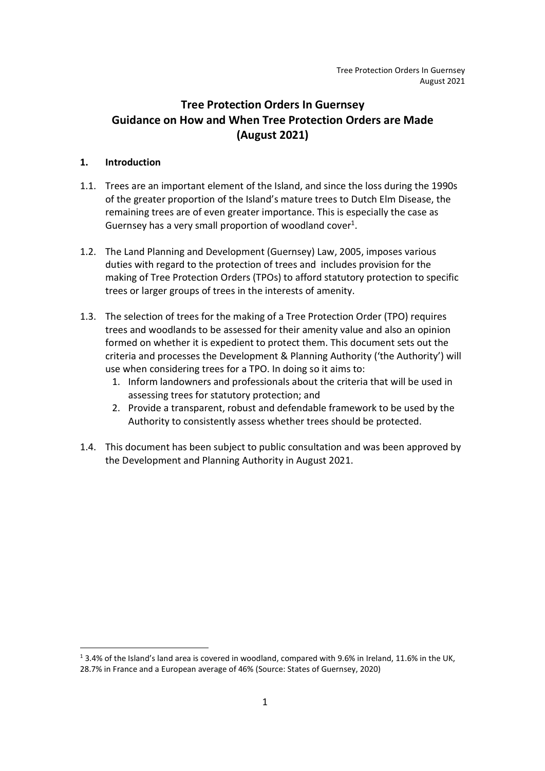# Tree Protection Orders In Guernsey
# Guidance on How and When Tree Protection Orders are Made
# (August 2021)

## 1. Introduction

1.1. Trees are an important element of the Island, and since the loss during the 1990s of the greater proportion of the Island's mature trees to Dutch Elm Disease, the remaining trees are of even greater importance. This is especially the case as Guernsey has a very small proportion of woodland cover[1].

1.2. The Land Planning and Development (Guernsey) Law, 2005, imposes various duties with regard to the protection of trees and includes provision for the making of Tree Protection Orders (TPOs) to afford statutory protection to specific trees or larger groups of trees in the interests of amenity.

1.3. The selection of trees for the making of a Tree Protection Order (TPO) requires trees and woodlands to be assessed for their amenity value and also an opinion formed on whether it is expedient to protect them. This document sets out the criteria and processes the Development & Planning Authority ('the Authority') will use when considering trees for a TPO. In doing so it aims to:

1. Inform landowners and professionals about the criteria that will be used in assessing trees for statutory protection; and
2. Provide a transparent, robust and defendable framework to be used by the Authority to consistently assess whether trees should be protected.

1.4. This document has been subject to public consultation and was been approved by the Development and Planning Authority in August 2021.

---

[1] 3.4% of the Island's land area is covered in woodland, compared with 9.6% in Ireland, 11.6% in the UK, 28.7% in France and a European average of 46% (Source: States of Guernsey, 2020)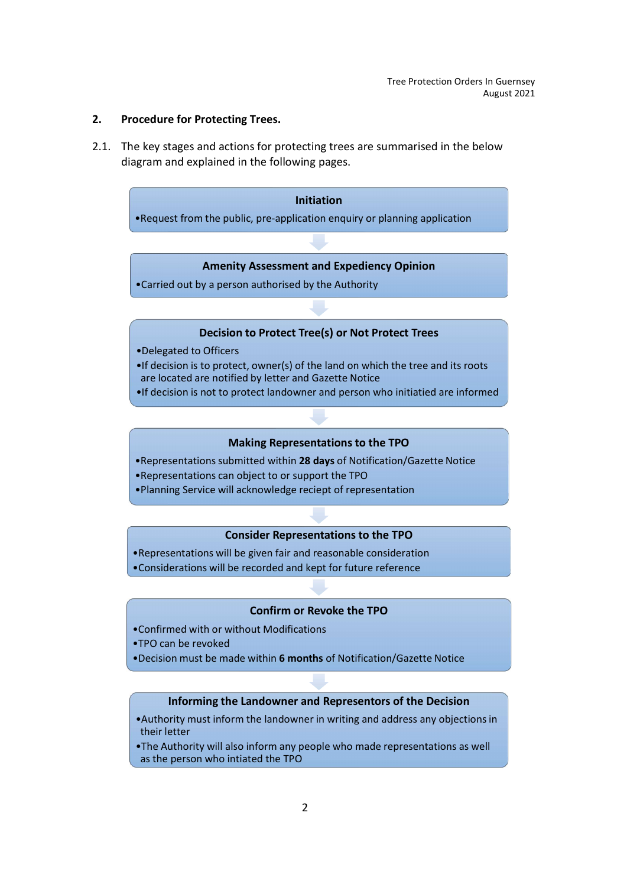## 2. Procedure for Protecting Trees.

2.1. The key stages and actions for protecting trees are summarised in the below diagram and explained in the following pages.

**Initiation**

- Request from the public, pre-application enquiry or planning application

**Amenity Assessment and Expediency Opinion**

- Carried out by a person authorised by the Authority

**Decision to Protect Tree(s) or Not Protect Trees**

- Delegated to Officers
- If decision is to protect, owner(s) of the land on which the tree and its roots are located are notified by letter and Gazette Notice
- If decision is not to protect landowner and person who initiatied are informed

**Making Representations to the TPO**

- Representations submitted within **28 days** of Notification/Gazette Notice
- Representations can object to or support the TPO
- Planning Service will acknowledge reciept of representation

**Consider Representations to the TPO**

- Representations will be given fair and reasonable consideration
- Considerations will be recorded and kept for future reference

**Confirm or Revoke the TPO**

- Confirmed with or without Modifications
- TPO can be revoked
- Decision must be made within **6 months** of Notification/Gazette Notice

**Informing the Landowner and Representors of the Decision**

- Authority must inform the landowner in writing and address any objections in their letter
- The Authority will also inform any people who made representations as well as the person who intiated the TPO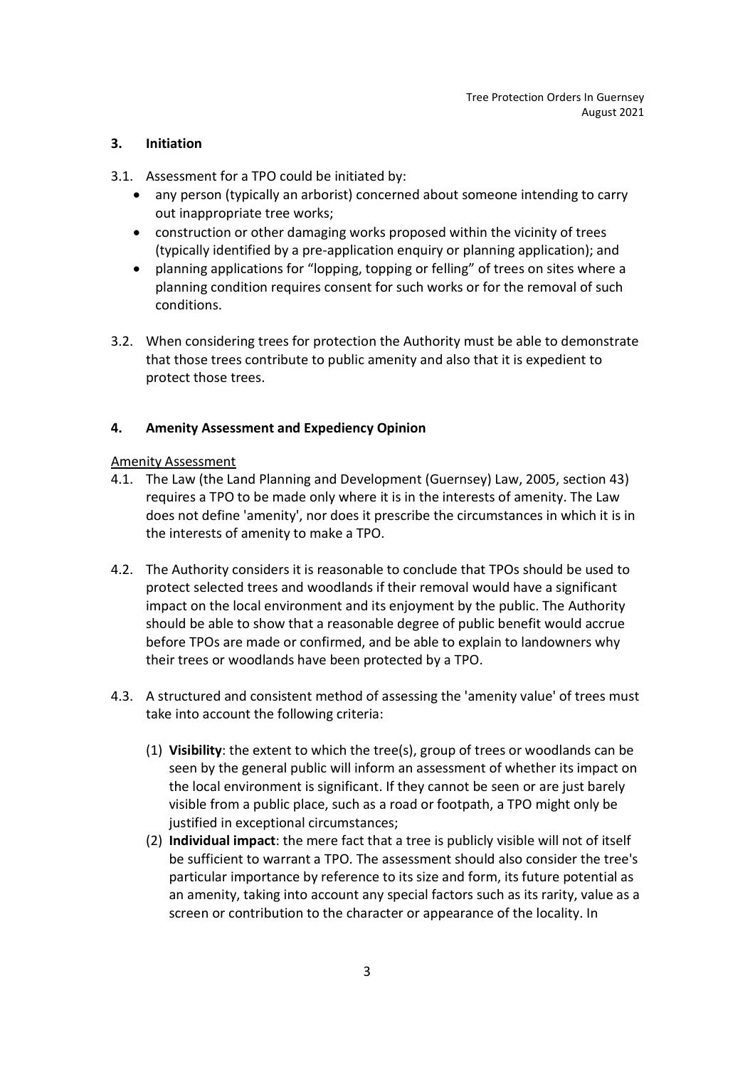## 3. Initiation

3.1. Assessment for a TPO could be initiated by:

- any person (typically an arborist) concerned about someone intending to carry out inappropriate tree works;
- construction or other damaging works proposed within the vicinity of trees (typically identified by a pre-application enquiry or planning application); and
- planning applications for "lopping, topping or felling" of trees on sites where a planning condition requires consent for such works or for the removal of such conditions.

3.2. When considering trees for protection the Authority must be able to demonstrate that those trees contribute to public amenity and also that it is expedient to protect those trees.

## 4. Amenity Assessment and Expediency Opinion

Amenity Assessment

4.1. The Law (the Land Planning and Development (Guernsey) Law, 2005, section 43) requires a TPO to be made only where it is in the interests of amenity. The Law does not define 'amenity', nor does it prescribe the circumstances in which it is in the interests of amenity to make a TPO.

4.2. The Authority considers it is reasonable to conclude that TPOs should be used to protect selected trees and woodlands if their removal would have a significant impact on the local environment and its enjoyment by the public. The Authority should be able to show that a reasonable degree of public benefit would accrue before TPOs are made or confirmed, and be able to explain to landowners why their trees or woodlands have been protected by a TPO.

4.3. A structured and consistent method of assessing the 'amenity value' of trees must take into account the following criteria:

(1) **Visibility**: the extent to which the tree(s), group of trees or woodlands can be seen by the general public will inform an assessment of whether its impact on the local environment is significant. If they cannot be seen or are just barely visible from a public place, such as a road or footpath, a TPO might only be justified in exceptional circumstances;

(2) **Individual impact**: the mere fact that a tree is publicly visible will not of itself be sufficient to warrant a TPO. The assessment should also consider the tree's particular importance by reference to its size and form, its future potential as an amenity, taking into account any special factors such as its rarity, value as a screen or contribution to the character or appearance of the locality. In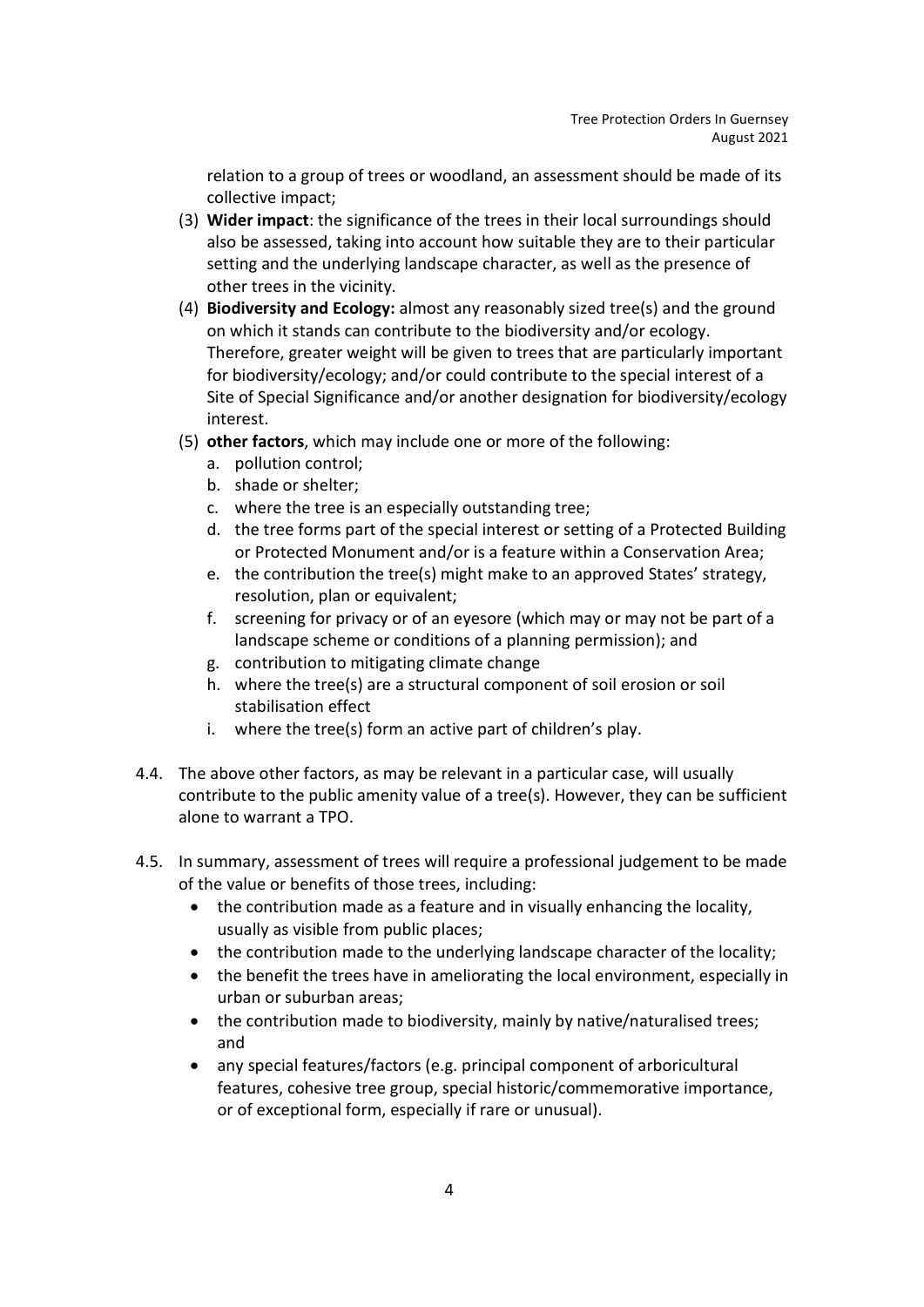relation to a group of trees or woodland, an assessment should be made of its collective impact;

(3) **Wider impact**: the significance of the trees in their local surroundings should also be assessed, taking into account how suitable they are to their particular setting and the underlying landscape character, as well as the presence of other trees in the vicinity.

(4) **Biodiversity and Ecology:** almost any reasonably sized tree(s) and the ground on which it stands can contribute to the biodiversity and/or ecology. Therefore, greater weight will be given to trees that are particularly important for biodiversity/ecology; and/or could contribute to the special interest of a Site of Special Significance and/or another designation for biodiversity/ecology interest.

(5) **other factors**, which may include one or more of the following:
   a. pollution control;
   b. shade or shelter;
   c. where the tree is an especially outstanding tree;
   d. the tree forms part of the special interest or setting of a Protected Building or Protected Monument and/or is a feature within a Conservation Area;
   e. the contribution the tree(s) might make to an approved States' strategy, resolution, plan or equivalent;
   f. screening for privacy or of an eyesore (which may or may not be part of a landscape scheme or conditions of a planning permission); and
   g. contribution to mitigating climate change
   h. where the tree(s) are a structural component of soil erosion or soil stabilisation effect
   i. where the tree(s) form an active part of children's play.

4.4. The above other factors, as may be relevant in a particular case, will usually contribute to the public amenity value of a tree(s). However, they can be sufficient alone to warrant a TPO.

4.5. In summary, assessment of trees will require a professional judgement to be made of the value or benefits of those trees, including:

- the contribution made as a feature and in visually enhancing the locality, usually as visible from public places;
- the contribution made to the underlying landscape character of the locality;
- the benefit the trees have in ameliorating the local environment, especially in urban or suburban areas;
- the contribution made to biodiversity, mainly by native/naturalised trees; and
- any special features/factors (e.g. principal component of arboricultural features, cohesive tree group, special historic/commemorative importance, or of exceptional form, especially if rare or unusual).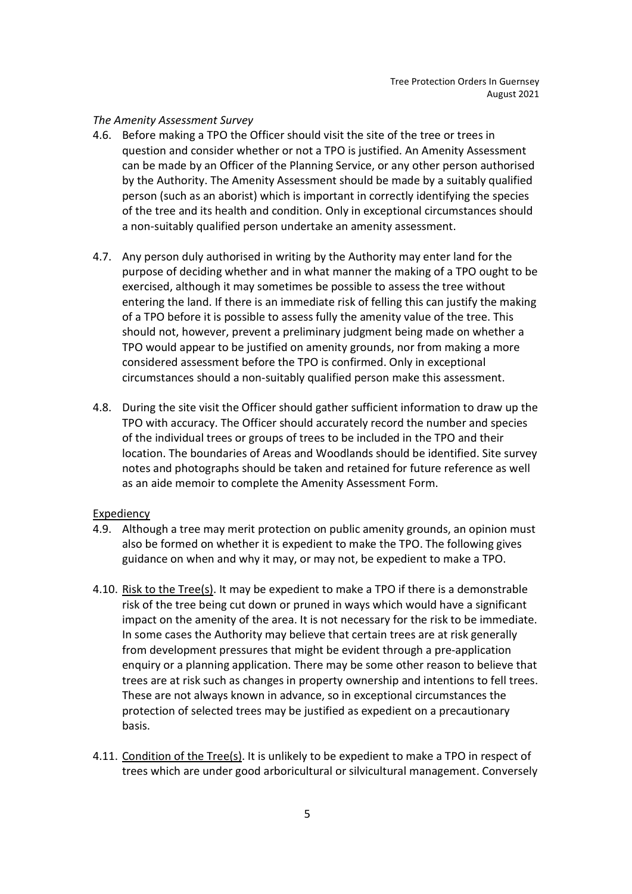*The Amenity Assessment Survey*

4.6. Before making a TPO the Officer should visit the site of the tree or trees in question and consider whether or not a TPO is justified. An Amenity Assessment can be made by an Officer of the Planning Service, or any other person authorised by the Authority. The Amenity Assessment should be made by a suitably qualified person (such as an aborist) which is important in correctly identifying the species of the tree and its health and condition. Only in exceptional circumstances should a non-suitably qualified person undertake an amenity assessment.

4.7. Any person duly authorised in writing by the Authority may enter land for the purpose of deciding whether and in what manner the making of a TPO ought to be exercised, although it may sometimes be possible to assess the tree without entering the land. If there is an immediate risk of felling this can justify the making of a TPO before it is possible to assess fully the amenity value of the tree. This should not, however, prevent a preliminary judgment being made on whether a TPO would appear to be justified on amenity grounds, nor from making a more considered assessment before the TPO is confirmed. Only in exceptional circumstances should a non-suitably qualified person make this assessment.

4.8. During the site visit the Officer should gather sufficient information to draw up the TPO with accuracy. The Officer should accurately record the number and species of the individual trees or groups of trees to be included in the TPO and their location. The boundaries of Areas and Woodlands should be identified. Site survey notes and photographs should be taken and retained for future reference as well as an aide memoir to complete the Amenity Assessment Form.

<u>Expediency</u>

4.9. Although a tree may merit protection on public amenity grounds, an opinion must also be formed on whether it is expedient to make the TPO. The following gives guidance on when and why it may, or may not, be expedient to make a TPO.

4.10. <u>Risk to the Tree(s)</u>. It may be expedient to make a TPO if there is a demonstrable risk of the tree being cut down or pruned in ways which would have a significant impact on the amenity of the area. It is not necessary for the risk to be immediate. In some cases the Authority may believe that certain trees are at risk generally from development pressures that might be evident through a pre-application enquiry or a planning application. There may be some other reason to believe that trees are at risk such as changes in property ownership and intentions to fell trees. These are not always known in advance, so in exceptional circumstances the protection of selected trees may be justified as expedient on a precautionary basis.

4.11. <u>Condition of the Tree(s)</u>. It is unlikely to be expedient to make a TPO in respect of trees which are under good arboricultural or silvicultural management. Conversely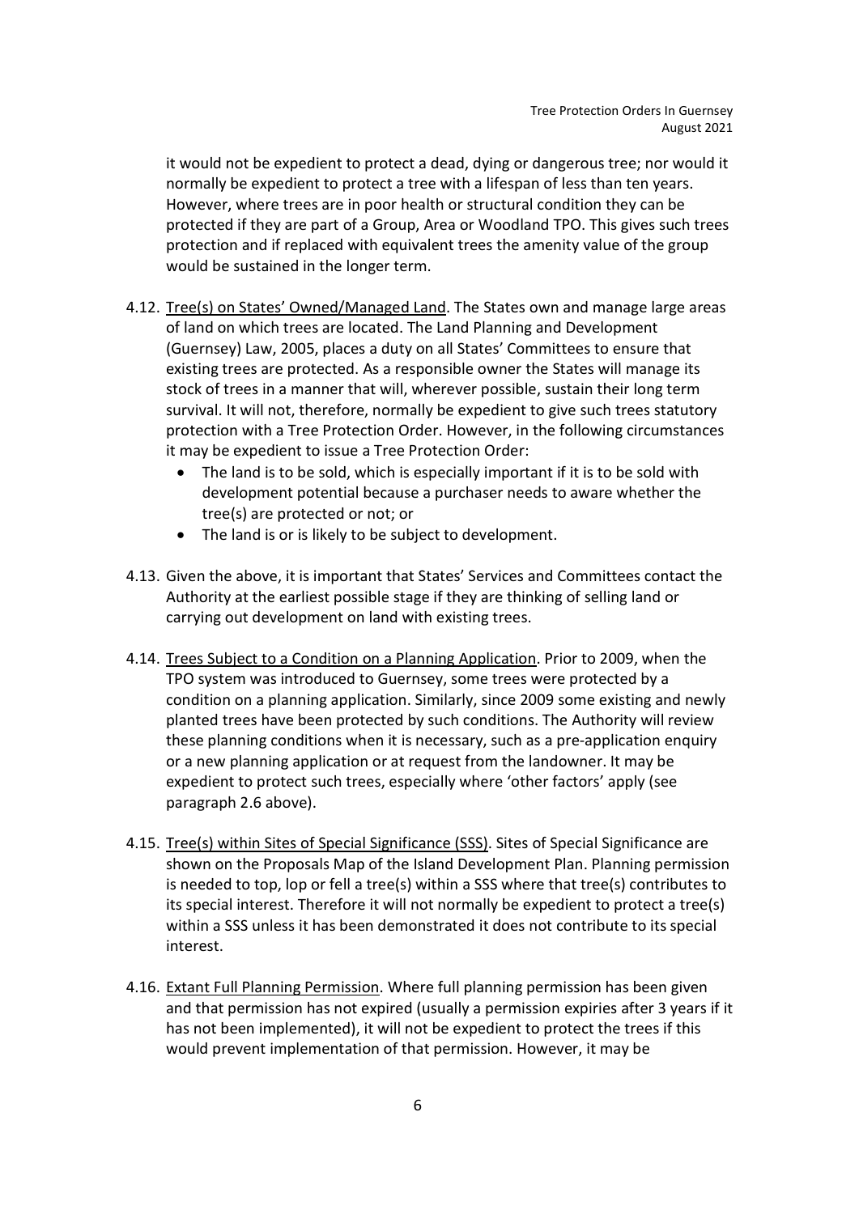it would not be expedient to protect a dead, dying or dangerous tree; nor would it normally be expedient to protect a tree with a lifespan of less than ten years. However, where trees are in poor health or structural condition they can be protected if they are part of a Group, Area or Woodland TPO. This gives such trees protection and if replaced with equivalent trees the amenity value of the group would be sustained in the longer term.

4.12. Tree(s) on States' Owned/Managed Land. The States own and manage large areas of land on which trees are located. The Land Planning and Development (Guernsey) Law, 2005, places a duty on all States' Committees to ensure that existing trees are protected. As a responsible owner the States will manage its stock of trees in a manner that will, wherever possible, sustain their long term survival. It will not, therefore, normally be expedient to give such trees statutory protection with a Tree Protection Order. However, in the following circumstances it may be expedient to issue a Tree Protection Order:

- The land is to be sold, which is especially important if it is to be sold with development potential because a purchaser needs to aware whether the tree(s) are protected or not; or
- The land is or is likely to be subject to development.

4.13. Given the above, it is important that States' Services and Committees contact the Authority at the earliest possible stage if they are thinking of selling land or carrying out development on land with existing trees.

4.14. Trees Subject to a Condition on a Planning Application. Prior to 2009, when the TPO system was introduced to Guernsey, some trees were protected by a condition on a planning application. Similarly, since 2009 some existing and newly planted trees have been protected by such conditions. The Authority will review these planning conditions when it is necessary, such as a pre-application enquiry or a new planning application or at request from the landowner. It may be expedient to protect such trees, especially where 'other factors' apply (see paragraph 2.6 above).

4.15. Tree(s) within Sites of Special Significance (SSS). Sites of Special Significance are shown on the Proposals Map of the Island Development Plan. Planning permission is needed to top, lop or fell a tree(s) within a SSS where that tree(s) contributes to its special interest. Therefore it will not normally be expedient to protect a tree(s) within a SSS unless it has been demonstrated it does not contribute to its special interest.

4.16. Extant Full Planning Permission. Where full planning permission has been given and that permission has not expired (usually a permission expiries after 3 years if it has not been implemented), it will not be expedient to protect the trees if this would prevent implementation of that permission. However, it may be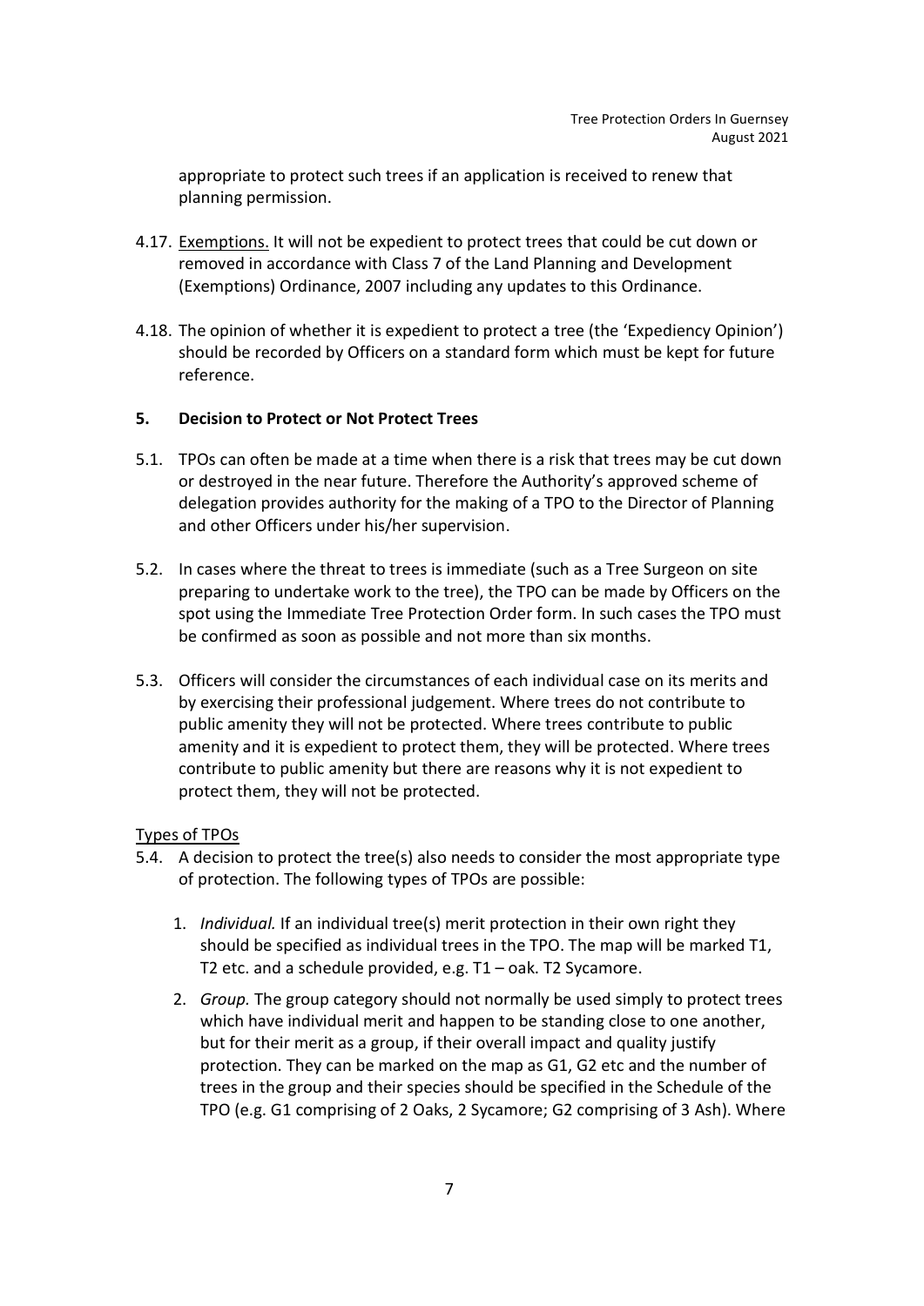appropriate to protect such trees if an application is received to renew that planning permission.

4.17. Exemptions. It will not be expedient to protect trees that could be cut down or removed in accordance with Class 7 of the Land Planning and Development (Exemptions) Ordinance, 2007 including any updates to this Ordinance.

4.18. The opinion of whether it is expedient to protect a tree (the 'Expediency Opinion') should be recorded by Officers on a standard form which must be kept for future reference.

## 5. Decision to Protect or Not Protect Trees

5.1. TPOs can often be made at a time when there is a risk that trees may be cut down or destroyed in the near future. Therefore the Authority's approved scheme of delegation provides authority for the making of a TPO to the Director of Planning and other Officers under his/her supervision.

5.2. In cases where the threat to trees is immediate (such as a Tree Surgeon on site preparing to undertake work to the tree), the TPO can be made by Officers on the spot using the Immediate Tree Protection Order form. In such cases the TPO must be confirmed as soon as possible and not more than six months.

5.3. Officers will consider the circumstances of each individual case on its merits and by exercising their professional judgement. Where trees do not contribute to public amenity they will not be protected. Where trees contribute to public amenity and it is expedient to protect them, they will be protected. Where trees contribute to public amenity but there are reasons why it is not expedient to protect them, they will not be protected.

Types of TPOs

5.4. A decision to protect the tree(s) also needs to consider the most appropriate type of protection. The following types of TPOs are possible:

1. *Individual.* If an individual tree(s) merit protection in their own right they should be specified as individual trees in the TPO. The map will be marked T1, T2 etc. and a schedule provided, e.g. T1 – oak. T2 Sycamore.
2. *Group.* The group category should not normally be used simply to protect trees which have individual merit and happen to be standing close to one another, but for their merit as a group, if their overall impact and quality justify protection. They can be marked on the map as G1, G2 etc and the number of trees in the group and their species should be specified in the Schedule of the TPO (e.g. G1 comprising of 2 Oaks, 2 Sycamore; G2 comprising of 3 Ash). Where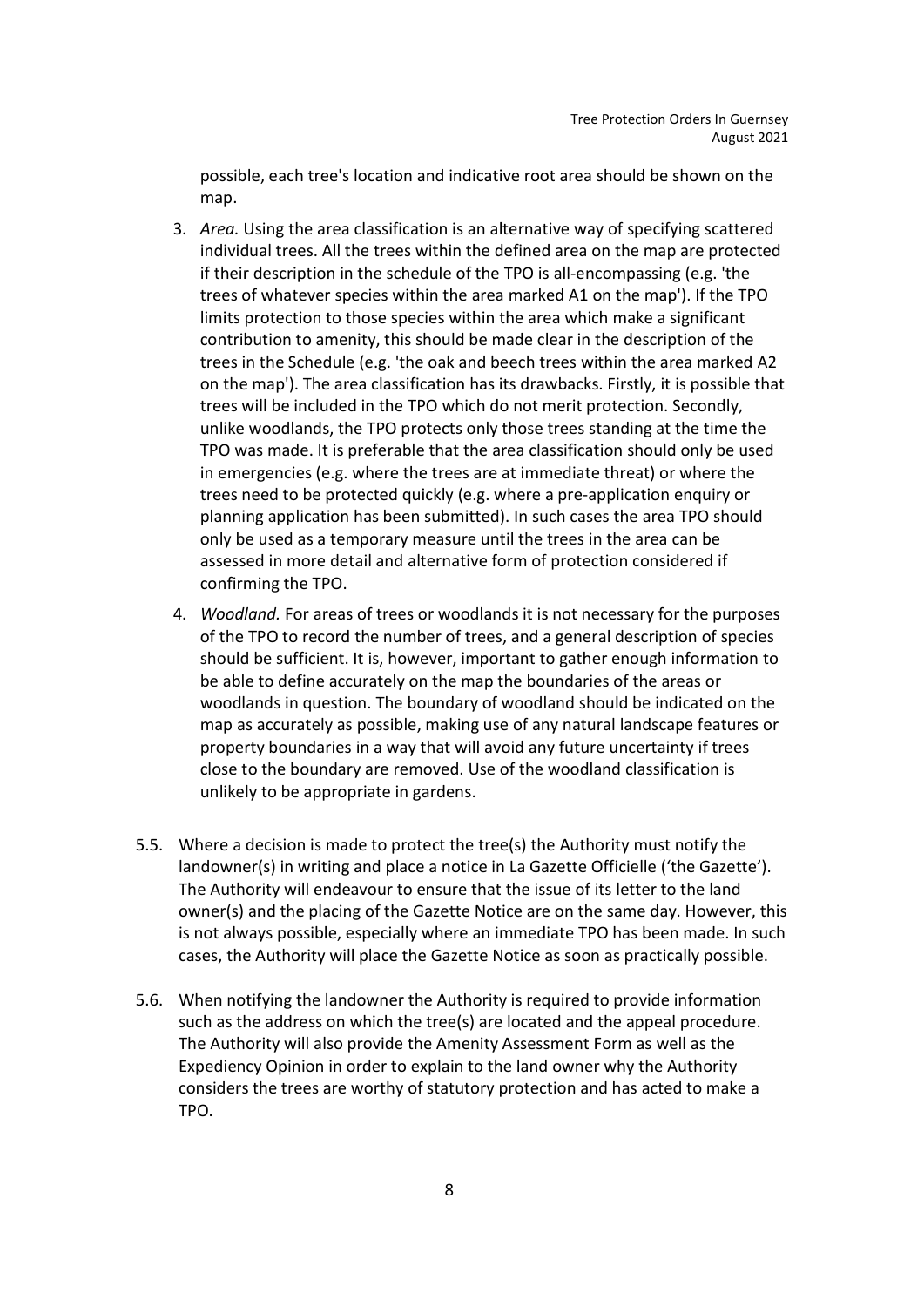possible, each tree's location and indicative root area should be shown on the map.

3. *Area.* Using the area classification is an alternative way of specifying scattered individual trees. All the trees within the defined area on the map are protected if their description in the schedule of the TPO is all-encompassing (e.g. 'the trees of whatever species within the area marked A1 on the map'). If the TPO limits protection to those species within the area which make a significant contribution to amenity, this should be made clear in the description of the trees in the Schedule (e.g. 'the oak and beech trees within the area marked A2 on the map'). The area classification has its drawbacks. Firstly, it is possible that trees will be included in the TPO which do not merit protection. Secondly, unlike woodlands, the TPO protects only those trees standing at the time the TPO was made. It is preferable that the area classification should only be used in emergencies (e.g. where the trees are at immediate threat) or where the trees need to be protected quickly (e.g. where a pre-application enquiry or planning application has been submitted). In such cases the area TPO should only be used as a temporary measure until the trees in the area can be assessed in more detail and alternative form of protection considered if confirming the TPO.

4. *Woodland.* For areas of trees or woodlands it is not necessary for the purposes of the TPO to record the number of trees, and a general description of species should be sufficient. It is, however, important to gather enough information to be able to define accurately on the map the boundaries of the areas or woodlands in question. The boundary of woodland should be indicated on the map as accurately as possible, making use of any natural landscape features or property boundaries in a way that will avoid any future uncertainty if trees close to the boundary are removed. Use of the woodland classification is unlikely to be appropriate in gardens.

5.5. Where a decision is made to protect the tree(s) the Authority must notify the landowner(s) in writing and place a notice in La Gazette Officielle ('the Gazette'). The Authority will endeavour to ensure that the issue of its letter to the land owner(s) and the placing of the Gazette Notice are on the same day. However, this is not always possible, especially where an immediate TPO has been made. In such cases, the Authority will place the Gazette Notice as soon as practically possible.

5.6. When notifying the landowner the Authority is required to provide information such as the address on which the tree(s) are located and the appeal procedure. The Authority will also provide the Amenity Assessment Form as well as the Expediency Opinion in order to explain to the land owner why the Authority considers the trees are worthy of statutory protection and has acted to make a TPO.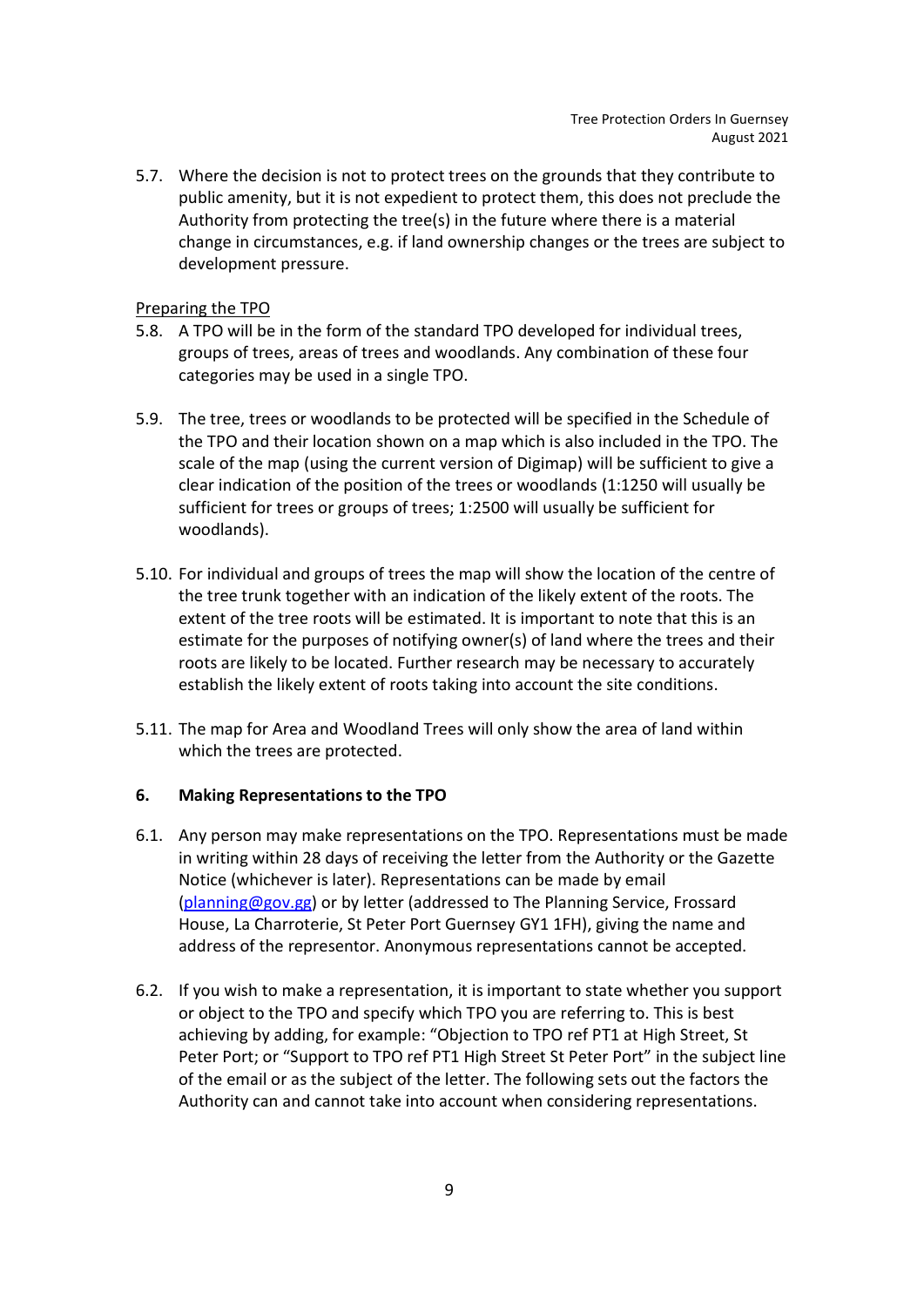5.7. Where the decision is not to protect trees on the grounds that they contribute to public amenity, but it is not expedient to protect them, this does not preclude the Authority from protecting the tree(s) in the future where there is a material change in circumstances, e.g. if land ownership changes or the trees are subject to development pressure.

Preparing the TPO

5.8. A TPO will be in the form of the standard TPO developed for individual trees, groups of trees, areas of trees and woodlands. Any combination of these four categories may be used in a single TPO.

5.9. The tree, trees or woodlands to be protected will be specified in the Schedule of the TPO and their location shown on a map which is also included in the TPO. The scale of the map (using the current version of Digimap) will be sufficient to give a clear indication of the position of the trees or woodlands (1:1250 will usually be sufficient for trees or groups of trees; 1:2500 will usually be sufficient for woodlands).

5.10. For individual and groups of trees the map will show the location of the centre of the tree trunk together with an indication of the likely extent of the roots. The extent of the tree roots will be estimated. It is important to note that this is an estimate for the purposes of notifying owner(s) of land where the trees and their roots are likely to be located. Further research may be necessary to accurately establish the likely extent of roots taking into account the site conditions.

5.11. The map for Area and Woodland Trees will only show the area of land within which the trees are protected.

## 6. Making Representations to the TPO

6.1. Any person may make representations on the TPO. Representations must be made in writing within 28 days of receiving the letter from the Authority or the Gazette Notice (whichever is later). Representations can be made by email (planning@gov.gg) or by letter (addressed to The Planning Service, Frossard House, La Charroterie, St Peter Port Guernsey GY1 1FH), giving the name and address of the representor. Anonymous representations cannot be accepted.

6.2. If you wish to make a representation, it is important to state whether you support or object to the TPO and specify which TPO you are referring to. This is best achieving by adding, for example: "Objection to TPO ref PT1 at High Street, St Peter Port; or "Support to TPO ref PT1 High Street St Peter Port" in the subject line of the email or as the subject of the letter. The following sets out the factors the Authority can and cannot take into account when considering representations.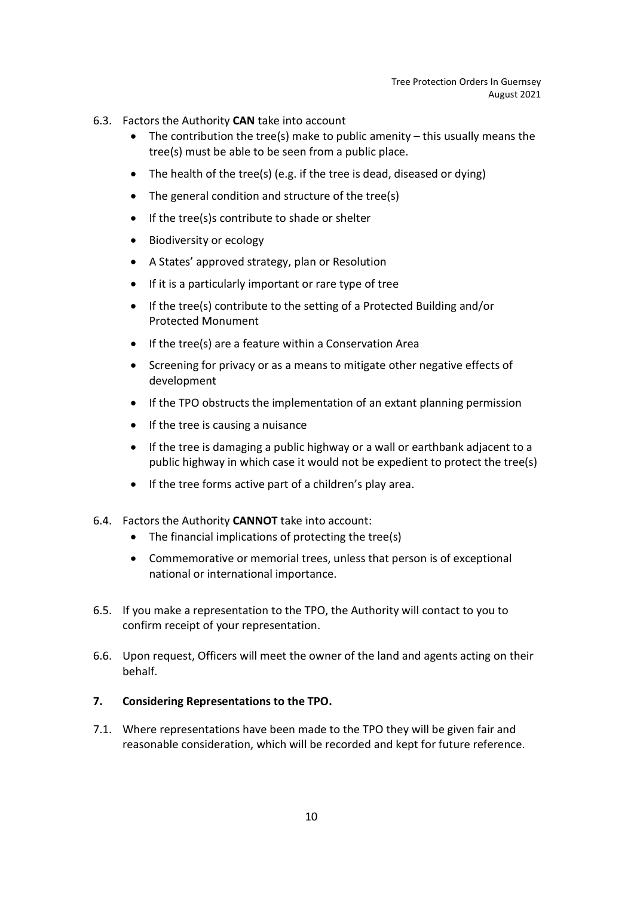6.3. Factors the Authority **CAN** take into account

- The contribution the tree(s) make to public amenity – this usually means the tree(s) must be able to be seen from a public place.
- The health of the tree(s) (e.g. if the tree is dead, diseased or dying)
- The general condition and structure of the tree(s)
- If the tree(s)s contribute to shade or shelter
- Biodiversity or ecology
- A States' approved strategy, plan or Resolution
- If it is a particularly important or rare type of tree
- If the tree(s) contribute to the setting of a Protected Building and/or Protected Monument
- If the tree(s) are a feature within a Conservation Area
- Screening for privacy or as a means to mitigate other negative effects of development
- If the TPO obstructs the implementation of an extant planning permission
- If the tree is causing a nuisance
- If the tree is damaging a public highway or a wall or earthbank adjacent to a public highway in which case it would not be expedient to protect the tree(s)
- If the tree forms active part of a children's play area.

6.4. Factors the Authority **CANNOT** take into account:

- The financial implications of protecting the tree(s)
- Commemorative or memorial trees, unless that person is of exceptional national or international importance.

6.5. If you make a representation to the TPO, the Authority will contact to you to confirm receipt of your representation.

6.6. Upon request, Officers will meet the owner of the land and agents acting on their behalf.

## 7. Considering Representations to the TPO.

7.1. Where representations have been made to the TPO they will be given fair and reasonable consideration, which will be recorded and kept for future reference.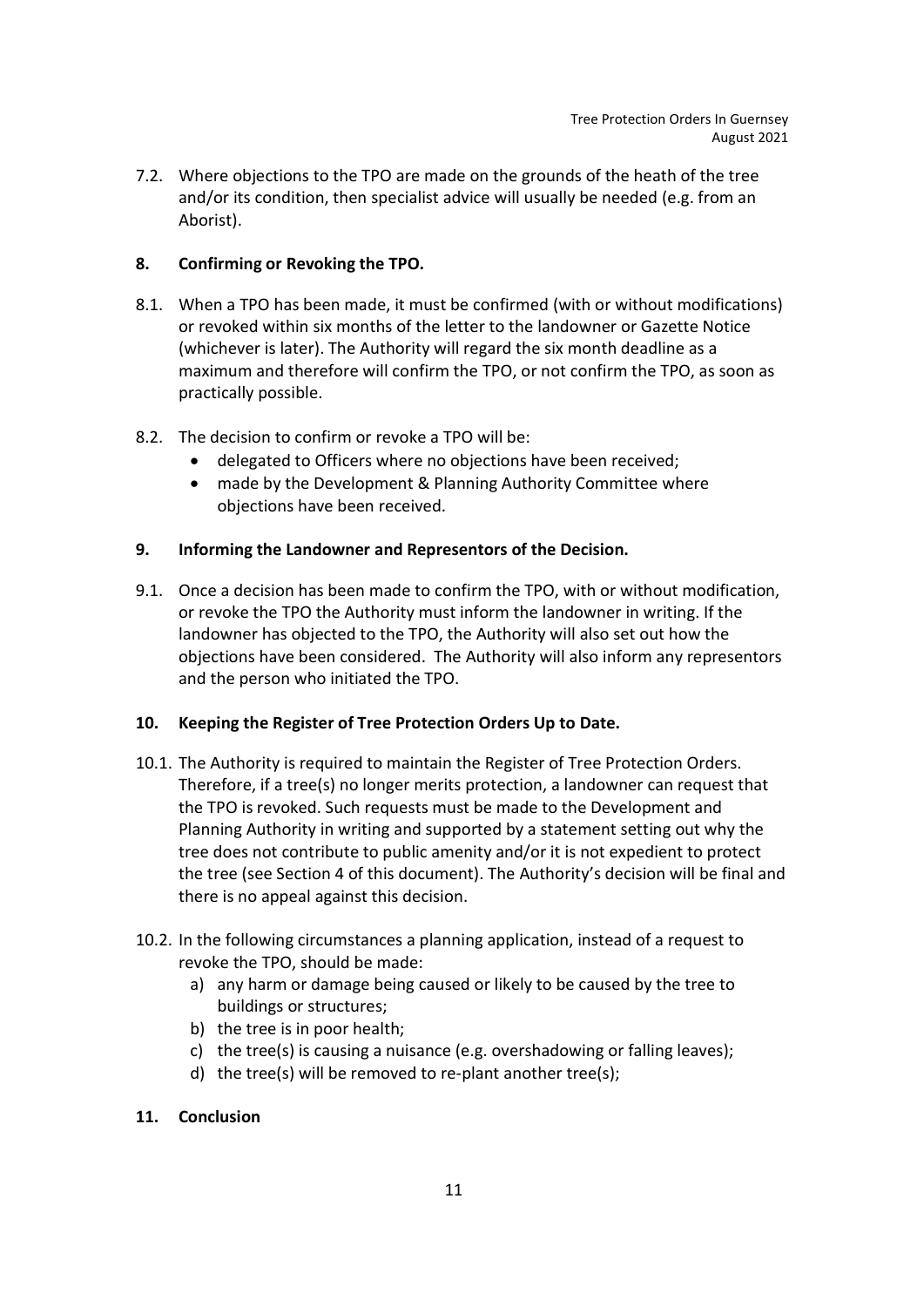7.2. Where objections to the TPO are made on the grounds of the heath of the tree and/or its condition, then specialist advice will usually be needed (e.g. from an Aborist).

## 8. Confirming or Revoking the TPO.

8.1. When a TPO has been made, it must be confirmed (with or without modifications) or revoked within six months of the letter to the landowner or Gazette Notice (whichever is later). The Authority will regard the six month deadline as a maximum and therefore will confirm the TPO, or not confirm the TPO, as soon as practically possible.

8.2. The decision to confirm or revoke a TPO will be:

- delegated to Officers where no objections have been received;
- made by the Development & Planning Authority Committee where objections have been received.

## 9. Informing the Landowner and Representors of the Decision.

9.1. Once a decision has been made to confirm the TPO, with or without modification, or revoke the TPO the Authority must inform the landowner in writing. If the landowner has objected to the TPO, the Authority will also set out how the objections have been considered. The Authority will also inform any representors and the person who initiated the TPO.

## 10. Keeping the Register of Tree Protection Orders Up to Date.

10.1. The Authority is required to maintain the Register of Tree Protection Orders. Therefore, if a tree(s) no longer merits protection, a landowner can request that the TPO is revoked. Such requests must be made to the Development and Planning Authority in writing and supported by a statement setting out why the tree does not contribute to public amenity and/or it is not expedient to protect the tree (see Section 4 of this document). The Authority's decision will be final and there is no appeal against this decision.

10.2. In the following circumstances a planning application, instead of a request to revoke the TPO, should be made:

a) any harm or damage being caused or likely to be caused by the tree to buildings or structures;
b) the tree is in poor health;
c) the tree(s) is causing a nuisance (e.g. overshadowing or falling leaves);
d) the tree(s) will be removed to re-plant another tree(s);

## 11. Conclusion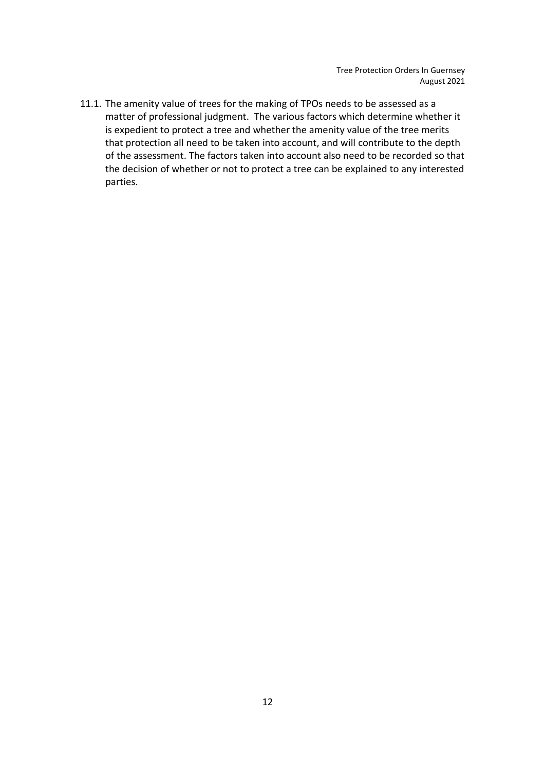11.1. The amenity value of trees for the making of TPOs needs to be assessed as a matter of professional judgment. The various factors which determine whether it is expedient to protect a tree and whether the amenity value of the tree merits that protection all need to be taken into account, and will contribute to the depth of the assessment. The factors taken into account also need to be recorded so that the decision of whether or not to protect a tree can be explained to any interested parties.